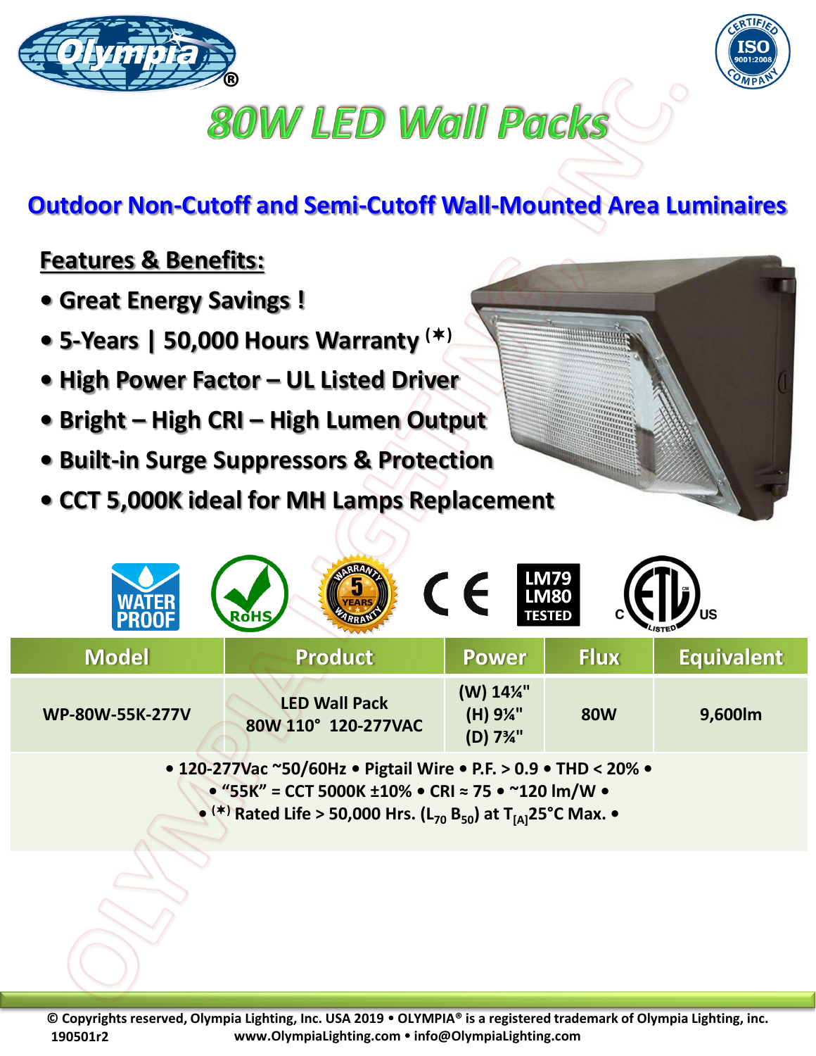# 80W LED Wall Packs

## Outdoor Non-Cutoff and Semi-Cutoff Wall-Mounted Area Luminaires

**Features & Benefits:**

- Great Energy Savings !
- 5-Years | 50,000 Hours Warranty (\*)
- High Power Factor – UL Listed Driver
- Bright – High CRI – High Lumen Output
- Built-in Surge Suppressors & Protection
- CCT 5,000K ideal for MH Lamps Replacement

| Model | Product | Power | Flux | Equivalent |
|---|---|---|---|---|
| WP-80W-55K-277V | LED Wall Pack 80W 110° 120-277VAC | (W) 14¼" (H) 9¼" (D) 7¾" | 80W | 9,600lm |

• 120-277Vac ~50/60Hz • Pigtail Wire • P.F. > 0.9 • THD < 20% •
• "55K" = CCT 5000K ±10% • CRI ≈ 75 • ~120 lm/W •
• (\*) Rated Life > 50,000 Hrs. ($L_{70}$ $B_{50}$) at $T_{[A]}$25°C Max. •

© Copyrights reserved, Olympia Lighting, Inc. USA 2019 • OLYMPIA® is a registered trademark of Olympia Lighting, inc.
190501r2 www.OlympiaLighting.com • info@OlympiaLighting.com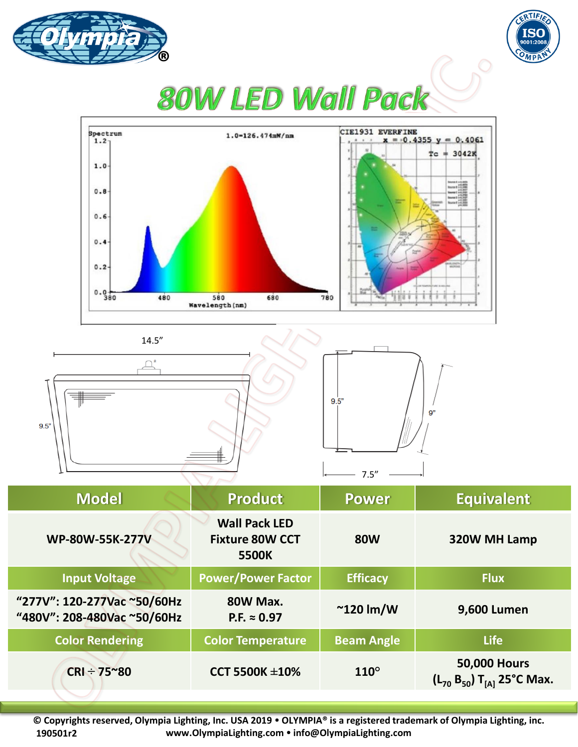# 80W LED Wall Pack

Spectrum
1.0=126.474mW/nm
1.2
1.0
0.8
0.6
0.4
0.2
0.0
380
480
580
680
780
Wavelength(nm)

CIE1931 EVERFINE
x = 0.4355 y = 0.4061
Tc = 3042K

14.5"
9.5"
9.5"
9"
7.5"

| Model | Product | Power | Equivalent |
|---|---|---|---|
| WP-80W-55K-277V | Wall Pack LED Fixture 80W CCT 5500K | 80W | 320W MH Lamp |
| **Input Voltage** | **Power/Power Factor** | **Efficacy** | **Flux** |
| "277V": 120-277Vac ~50/60Hz<br>"480V": 208-480Vac ~50/60Hz | 80W Max.<br>P.F. ≈ 0.97 | ~120 lm/W | 9,600 Lumen |
| **Color Rendering** | **Color Temperature** | **Beam Angle** | **Life** |
| CRI ÷ 75~80 | CCT 5500K ±10% | 110° | 50,000 Hours<br>($L_{70}$ $B_{50}$) $T_{[A]}$ 25°C Max. |

© Copyrights reserved, Olympia Lighting, Inc. USA 2019 • OLYMPIA® is a registered trademark of Olympia Lighting, inc.
190501r2 www.OlympiaLighting.com • info@OlympiaLighting.com